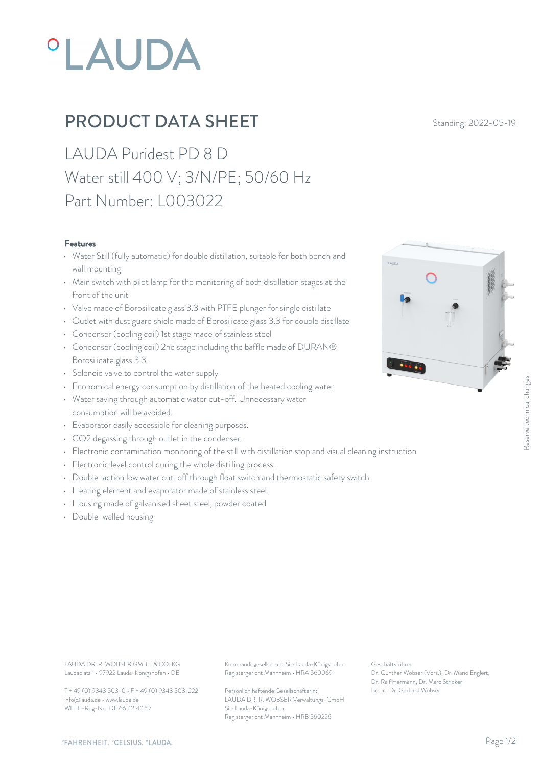# PRODUCT DATA SHEET

Standing: 2022-05-19

## LAUDA Puridest PD 8 D
## Water still 400 V; 3/N/PE; 50/60 Hz
## Part Number: L003022

### Features

- Water Still (fully automatic) for double distillation, suitable for both bench and wall mounting
- Main switch with pilot lamp for the monitoring of both distillation stages at the front of the unit
- Valve made of Borosilicate glass 3.3 with PTFE plunger for single distillate
- Outlet with dust guard shield made of Borosilicate glass 3.3 for double distillate
- Condenser (cooling coil) 1st stage made of stainless steel
- Condenser (cooling coil) 2nd stage including the baffle made of DURAN® Borosilicate glass 3.3.
- Solenoid valve to control the water supply
- Economical energy consumption by distillation of the heated cooling water.
- Water saving through automatic water cut-off. Unnecessary water consumption will be avoided.
- Evaporator easily accessible for cleaning purposes.
- $CO_2$ degassing through outlet in the condenser.
- Electronic contamination monitoring of the still with distillation stop and visual cleaning instruction
- Electronic level control during the whole distilling process.
- Double-action low water cut-off through float switch and thermostatic safety switch.
- Heating element and evaporator made of stainless steel.
- Housing made of galvanised sheet steel, powder coated
- Double-walled housing

Reserve technical changes

LAUDA DR. R. WOBSER GMBH & CO. KG
Laudaplatz 1 • 97922 Lauda-Königshofen • DE

T + 49 (0) 9343 503-0 • F + 49 (0) 9343 503-222
info@lauda.de • www.lauda.de
WEEE-Reg-Nr.: DE 66 42 40 57

Kommanditgesellschaft: Sitz Lauda-Königshofen
Registergericht Mannheim • HRA 560069

Persönlich haftende Gesellschafterin:
LAUDA DR. R. WOBSER Verwaltungs-GmbH
Sitz Lauda-Königshofen
Registergericht Mannheim • HRB 560226

Geschäftsführer:
Dr. Gunther Wobser (Vors.), Dr. Mario Englert, Dr. Ralf Hermann, Dr. Marc Stricker
Beirat: Dr. Gerhard Wobser

°FAHRENHEIT. °CELSIUS. °LAUDA.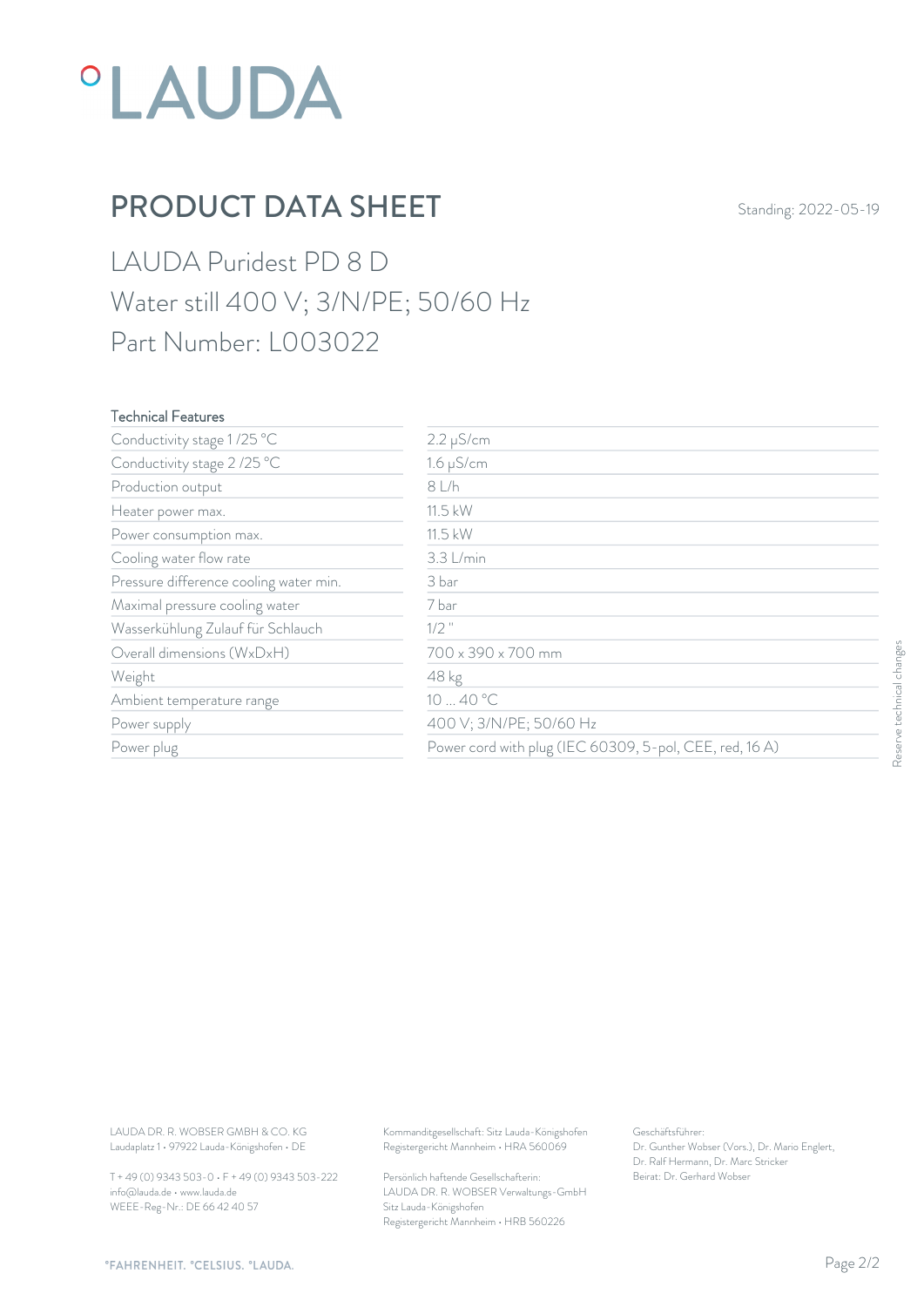°LAUDA

# PRODUCT DATA SHEET

Standing: 2022-05-19

## LAUDA Puridest PD 8 D
## Water still 400 V; 3/N/PE; 50/60 Hz
## Part Number: L003022

| Technical Features | |
|---|---|
| Conductivity stage 1 /25 °C | 2.2 µS/cm |
| Conductivity stage 2 /25 °C | 1.6 µS/cm |
| Production output | 8 L/h |
| Heater power max. | 11.5 kW |
| Power consumption max. | 11.5 kW |
| Cooling water flow rate | 3.3 L/min |
| Pressure difference cooling water min. | 3 bar |
| Maximal pressure cooling water | 7 bar |
| Wasserkühlung Zulauf für Schlauch | 1/2 " |
| Overall dimensions (WxDxH) | 700 x 390 x 700 mm |
| Weight | 48 kg |
| Ambient temperature range | 10 ... 40 °C |
| Power supply | 400 V; 3/N/PE; 50/60 Hz |
| Power plug | Power cord with plug (IEC 60309, 5-pol, CEE, red, 16 A) |

Reserve technical changes

LAUDA DR. R. WOBSER GMBH & CO. KG
Laudaplatz 1 • 97922 Lauda-Königshofen • DE

T + 49 (0) 9343 503-0 • F + 49 (0) 9343 503-222
info@lauda.de • www.lauda.de
WEEE-Reg-Nr.: DE 66 42 40 57

Kommanditgesellschaft: Sitz Lauda-Königshofen
Registergericht Mannheim • HRA 560069

Persönlich haftende Gesellschafterin:
LAUDA DR. R. WOBSER Verwaltungs-GmbH
Sitz Lauda-Königshofen
Registergericht Mannheim • HRB 560226

Geschäftsführer:
Dr. Gunther Wobser (Vors.), Dr. Mario Englert,
Dr. Ralf Hermann, Dr. Marc Stricker
Beirat: Dr. Gerhard Wobser

°FAHRENHEIT. °CELSIUS. °LAUDA.